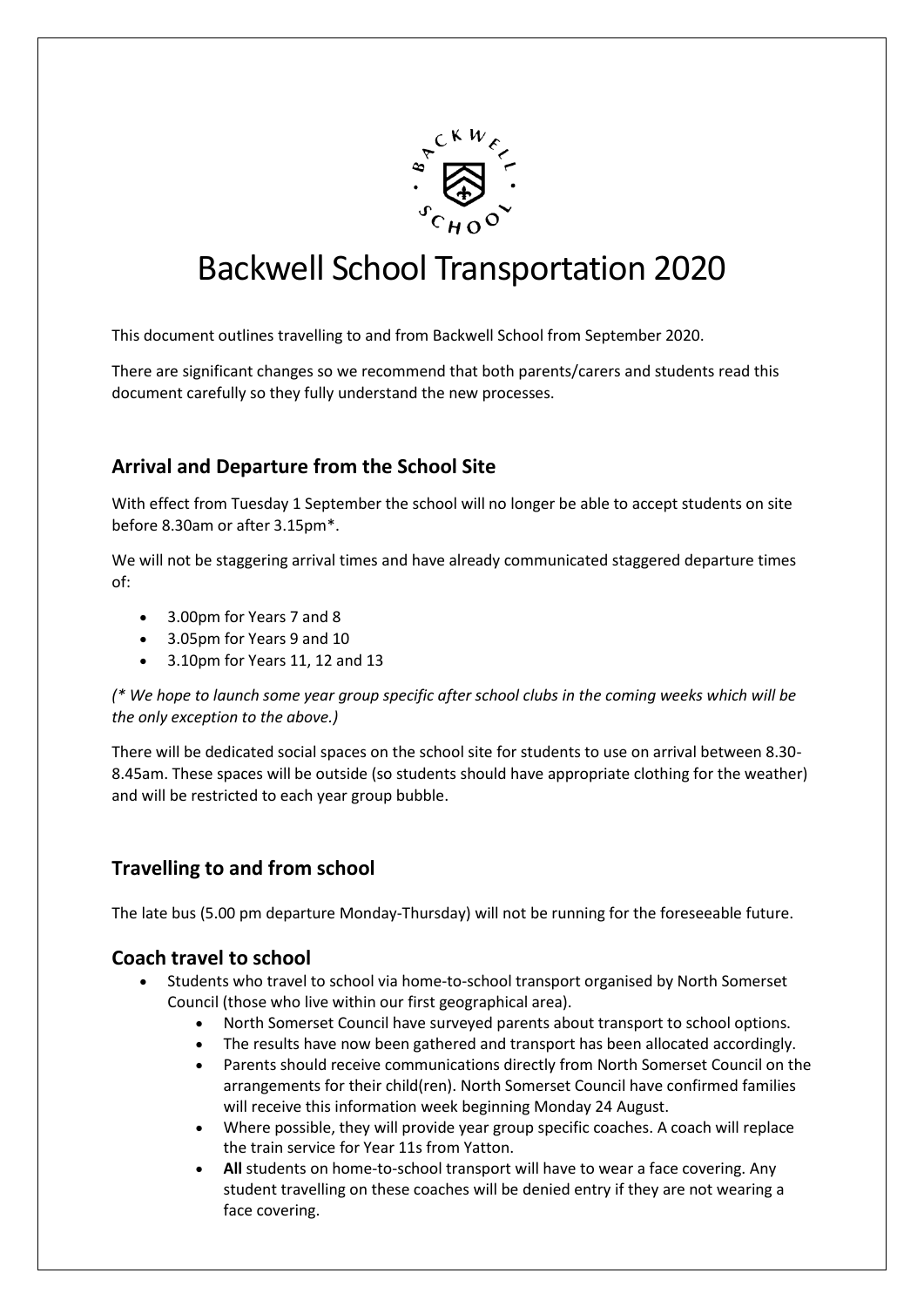# Backwell School Transportation 2020

This document outlines travelling to and from Backwell School from September 2020.

There are significant changes so we recommend that both parents/carers and students read this document carefully so they fully understand the new processes.

## Arrival and Departure from the School Site

With effect from Tuesday 1 September the school will no longer be able to accept students on site before 8.30am or after 3.15pm*.

We will not be staggering arrival times and have already communicated staggered departure times of:

- 3.00pm for Years 7 and 8
- 3.05pm for Years 9 and 10
- 3.10pm for Years 11, 12 and 13

*(* We hope to launch some year group specific after school clubs in the coming weeks which will be the only exception to the above.)*

There will be dedicated social spaces on the school site for students to use on arrival between 8.30-8.45am. These spaces will be outside (so students should have appropriate clothing for the weather) and will be restricted to each year group bubble.

## Travelling to and from school

The late bus (5.00 pm departure Monday-Thursday) will not be running for the foreseeable future.

## Coach travel to school

- Students who travel to school via home-to-school transport organised by North Somerset Council (those who live within our first geographical area).
  - North Somerset Council have surveyed parents about transport to school options.
  - The results have now been gathered and transport has been allocated accordingly.
  - Parents should receive communications directly from North Somerset Council on the arrangements for their child(ren). North Somerset Council have confirmed families will receive this information week beginning Monday 24 August.
  - Where possible, they will provide year group specific coaches. A coach will replace the train service for Year 11s from Yatton.
  - **All** students on home-to-school transport will have to wear a face covering. Any student travelling on these coaches will be denied entry if they are not wearing a face covering.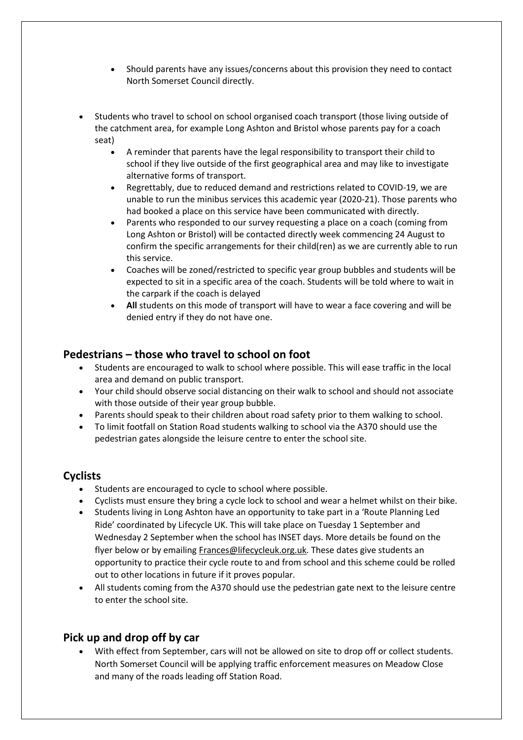- Should parents have any issues/concerns about this provision they need to contact North Somerset Council directly.

- Students who travel to school on school organised coach transport (those living outside of the catchment area, for example Long Ashton and Bristol whose parents pay for a coach seat)
    - A reminder that parents have the legal responsibility to transport their child to school if they live outside of the first geographical area and may like to investigate alternative forms of transport.
    - Regrettably, due to reduced demand and restrictions related to COVID-19, we are unable to run the minibus services this academic year (2020-21). Those parents who had booked a place on this service have been communicated with directly.
    - Parents who responded to our survey requesting a place on a coach (coming from Long Ashton or Bristol) will be contacted directly week commencing 24 August to confirm the specific arrangements for their child(ren) as we are currently able to run this service.
    - Coaches will be zoned/restricted to specific year group bubbles and students will be expected to sit in a specific area of the coach. Students will be told where to wait in the carpark if the coach is delayed
    - **All** students on this mode of transport will have to wear a face covering and will be denied entry if they do not have one.

## Pedestrians – those who travel to school on foot

- Students are encouraged to walk to school where possible. This will ease traffic in the local area and demand on public transport.
- Your child should observe social distancing on their walk to school and should not associate with those outside of their year group bubble.
- Parents should speak to their children about road safety prior to them walking to school.
- To limit footfall on Station Road students walking to school via the A370 should use the pedestrian gates alongside the leisure centre to enter the school site.

## Cyclists

- Students are encouraged to cycle to school where possible.
- Cyclists must ensure they bring a cycle lock to school and wear a helmet whilst on their bike.
- Students living in Long Ashton have an opportunity to take part in a 'Route Planning Led Ride' coordinated by Lifecycle UK. This will take place on Tuesday 1 September and Wednesday 2 September when the school has INSET days. More details be found on the flyer below or by emailing Frances@lifecycleuk.org.uk. These dates give students an opportunity to practice their cycle route to and from school and this scheme could be rolled out to other locations in future if it proves popular.
- All students coming from the A370 should use the pedestrian gate next to the leisure centre to enter the school site.

## Pick up and drop off by car

- With effect from September, cars will not be allowed on site to drop off or collect students. North Somerset Council will be applying traffic enforcement measures on Meadow Close and many of the roads leading off Station Road.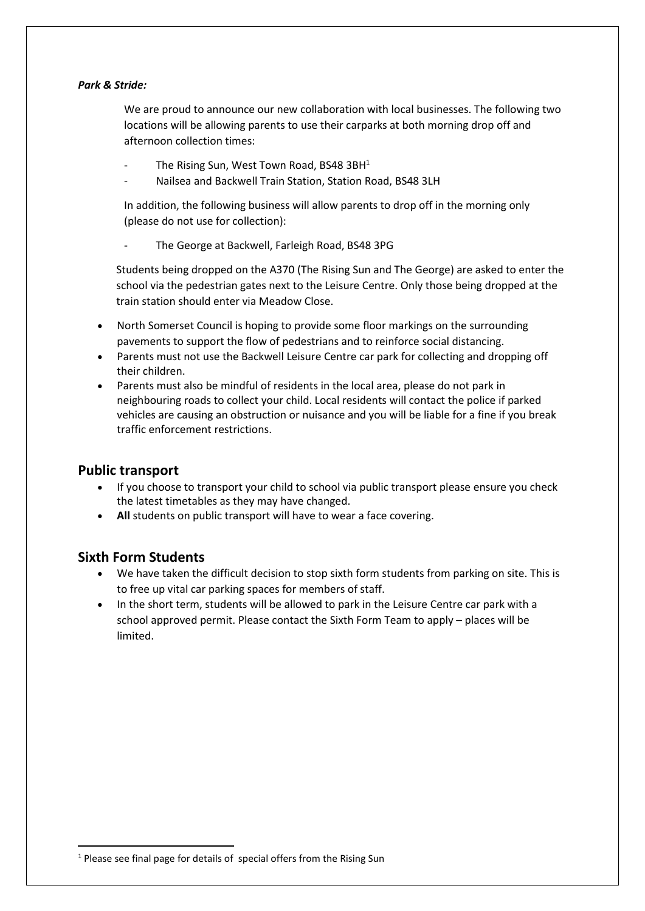***Park & Stride:***

We are proud to announce our new collaboration with local businesses. The following two locations will be allowing parents to use their carparks at both morning drop off and afternoon collection times:

- The Rising Sun, West Town Road, BS48 3BH[1]
- Nailsea and Backwell Train Station, Station Road, BS48 3LH

In addition, the following business will allow parents to drop off in the morning only (please do not use for collection):

- The George at Backwell, Farleigh Road, BS48 3PG

Students being dropped on the A370 (The Rising Sun and The George) are asked to enter the school via the pedestrian gates next to the Leisure Centre. Only those being dropped at the train station should enter via Meadow Close.

- North Somerset Council is hoping to provide some floor markings on the surrounding pavements to support the flow of pedestrians and to reinforce social distancing.
- Parents must not use the Backwell Leisure Centre car park for collecting and dropping off their children.
- Parents must also be mindful of residents in the local area, please do not park in neighbouring roads to collect your child. Local residents will contact the police if parked vehicles are causing an obstruction or nuisance and you will be liable for a fine if you break traffic enforcement restrictions.

## Public transport

- If you choose to transport your child to school via public transport please ensure you check the latest timetables as they may have changed.
- **All** students on public transport will have to wear a face covering.

## Sixth Form Students

- We have taken the difficult decision to stop sixth form students from parking on site. This is to free up vital car parking spaces for members of staff.
- In the short term, students will be allowed to park in the Leisure Centre car park with a school approved permit. Please contact the Sixth Form Team to apply – places will be limited.

---

[1] Please see final page for details of special offers from the Rising Sun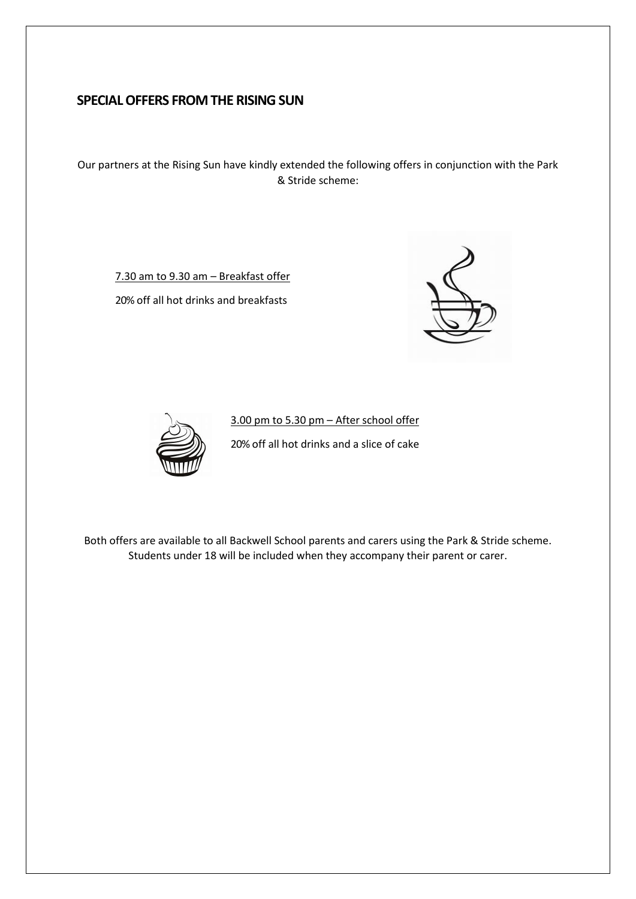## SPECIAL OFFERS FROM THE RISING SUN

Our partners at the Rising Sun have kindly extended the following offers in conjunction with the Park & Stride scheme:

7.30 am to 9.30 am – Breakfast offer

20% off all hot drinks and breakfasts

3.00 pm to 5.30 pm – After school offer

20% off all hot drinks and a slice of cake

Both offers are available to all Backwell School parents and carers using the Park & Stride scheme. Students under 18 will be included when they accompany their parent or carer.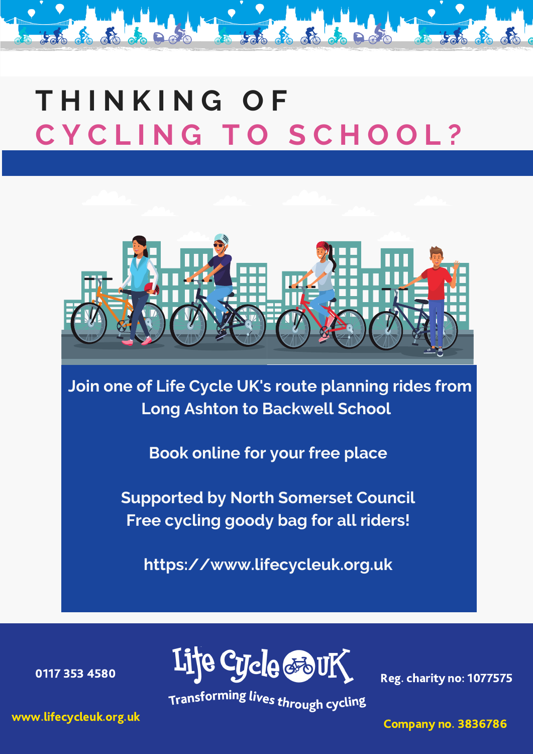# THINKING OF
# CYCLING TO SCHOOL?

Join one of Life Cycle UK's route planning rides from Long Ashton to Backwell School

Book online for your free place

Supported by North Somerset Council
Free cycling goody bag for all riders!

https://www.lifecycleuk.org.uk

0117 353 4580

www.lifecycleuk.org.uk

Life Cycle UK
Transforming lives through cycling

Reg. charity no: 1077575

Company no. 3836786